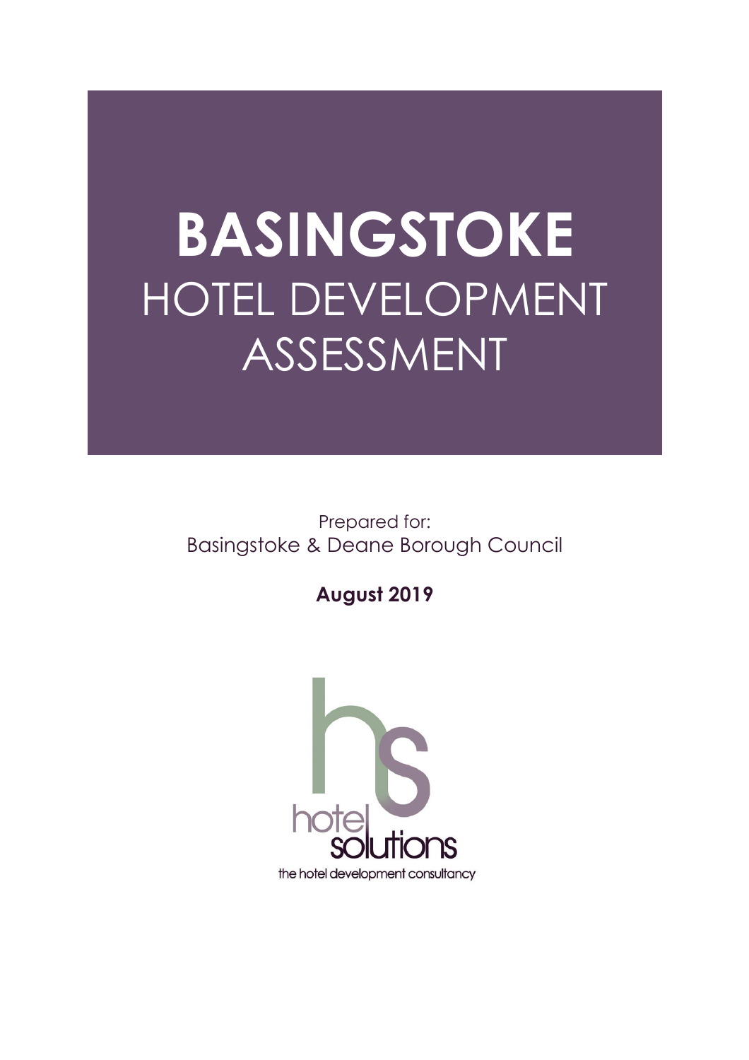# BASINGSTOKE
## HOTEL DEVELOPMENT ASSESSMENT

Prepared for:
Basingstoke & Deane Borough Council

**August 2019**

hotel solutions
the hotel development consultancy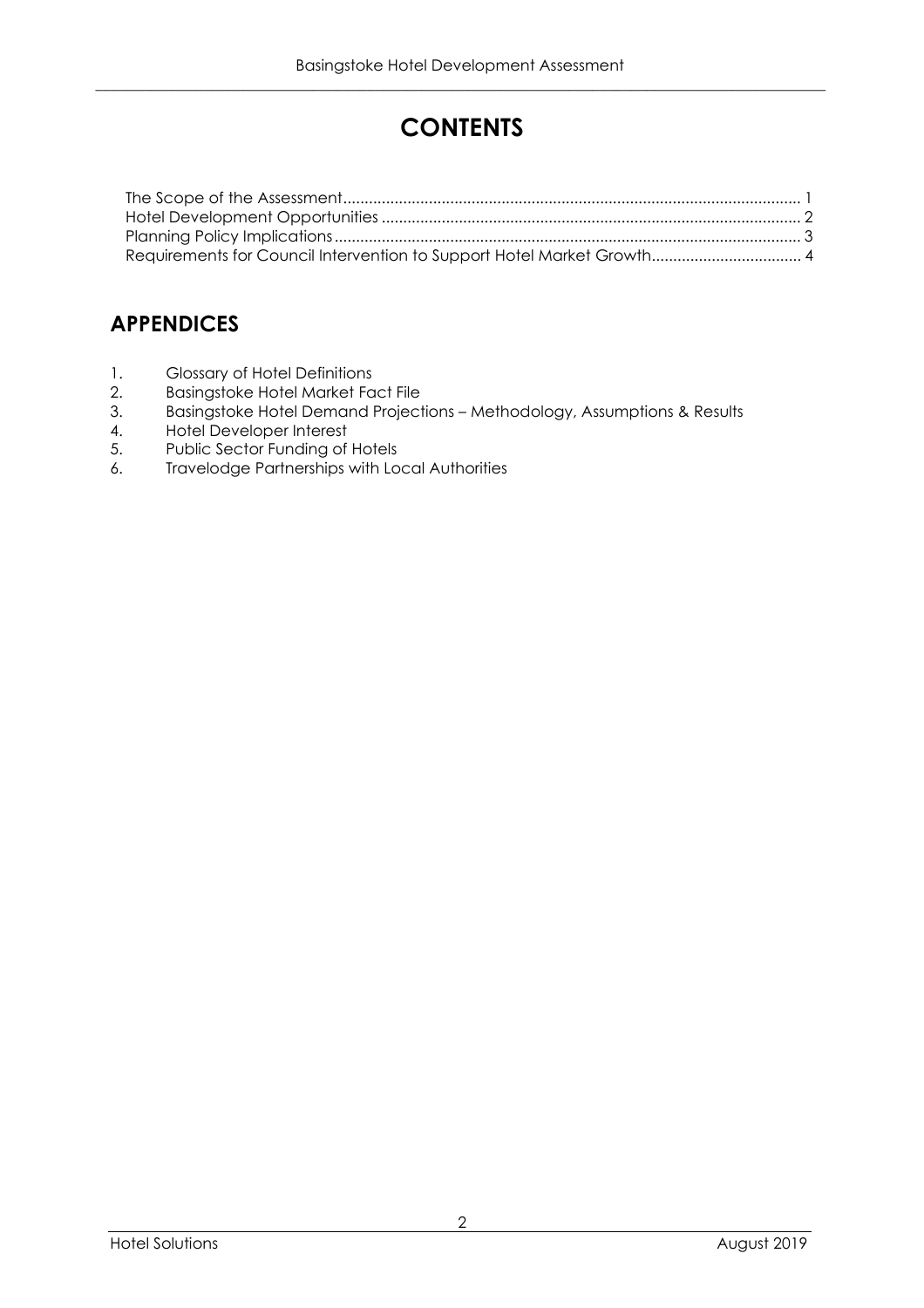# CONTENTS

The Scope of the Assessment........................................................................................................ 1
Hotel Development Opportunities ................................................................................................ 2
Planning Policy Implications........................................................................................................... 3
Requirements for Council Intervention to Support Hotel Market Growth.................................. 4

## APPENDICES

1. Glossary of Hotel Definitions
2. Basingstoke Hotel Market Fact File
3. Basingstoke Hotel Demand Projections – Methodology, Assumptions & Results
4. Hotel Developer Interest
5. Public Sector Funding of Hotels
6. Travelodge Partnerships with Local Authorities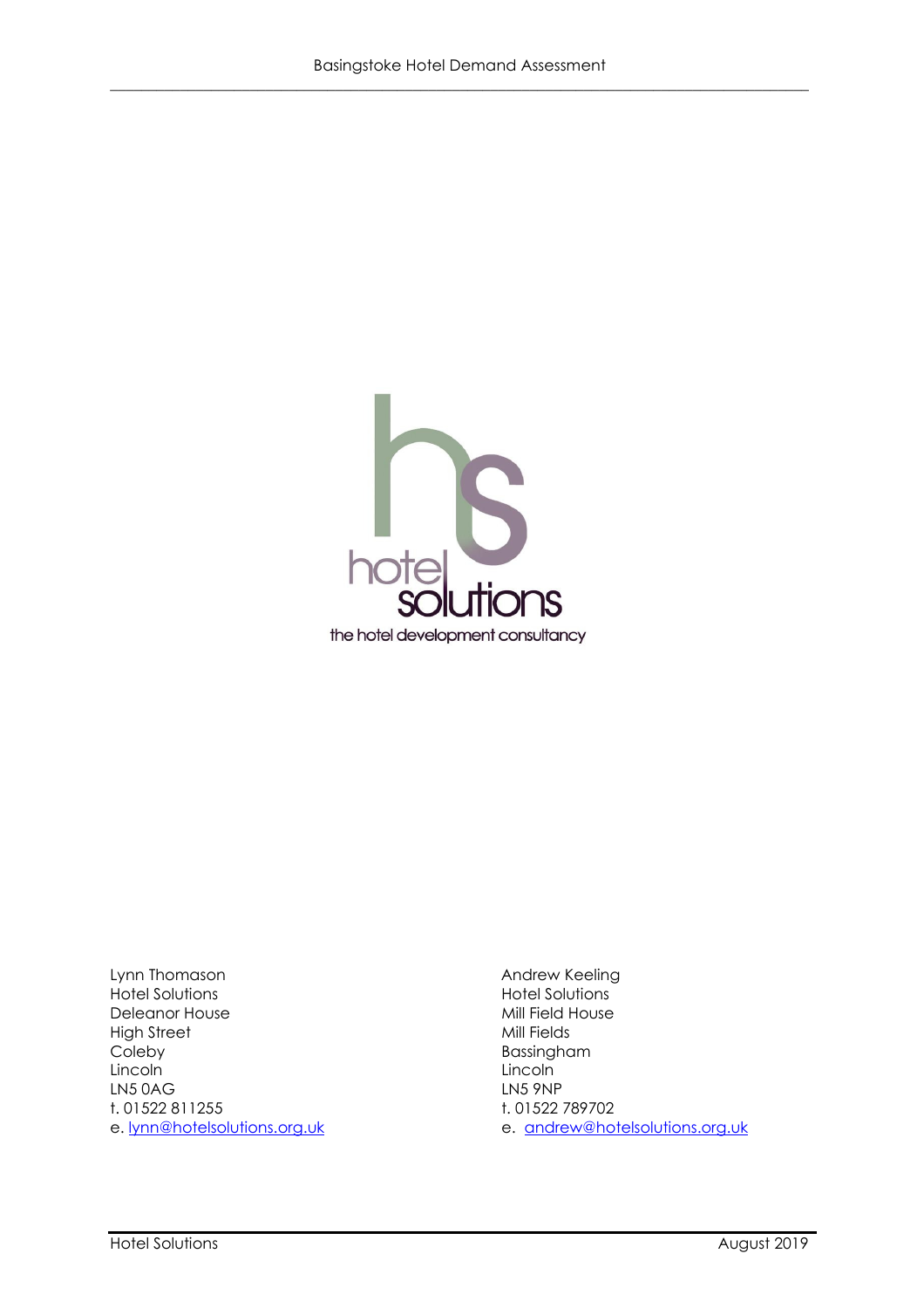hotel solutions

the hotel development consultancy

Lynn Thomason
Hotel Solutions
Deleanor House
High Street
Coleby
Lincoln
LN5 0AG
t. 01522 811255
e. lynn@hotelsolutions.org.uk

Andrew Keeling
Hotel Solutions
Mill Field House
Mill Fields
Bassingham
Lincoln
LN5 9NP
t. 01522 789702
e. andrew@hotelsolutions.org.uk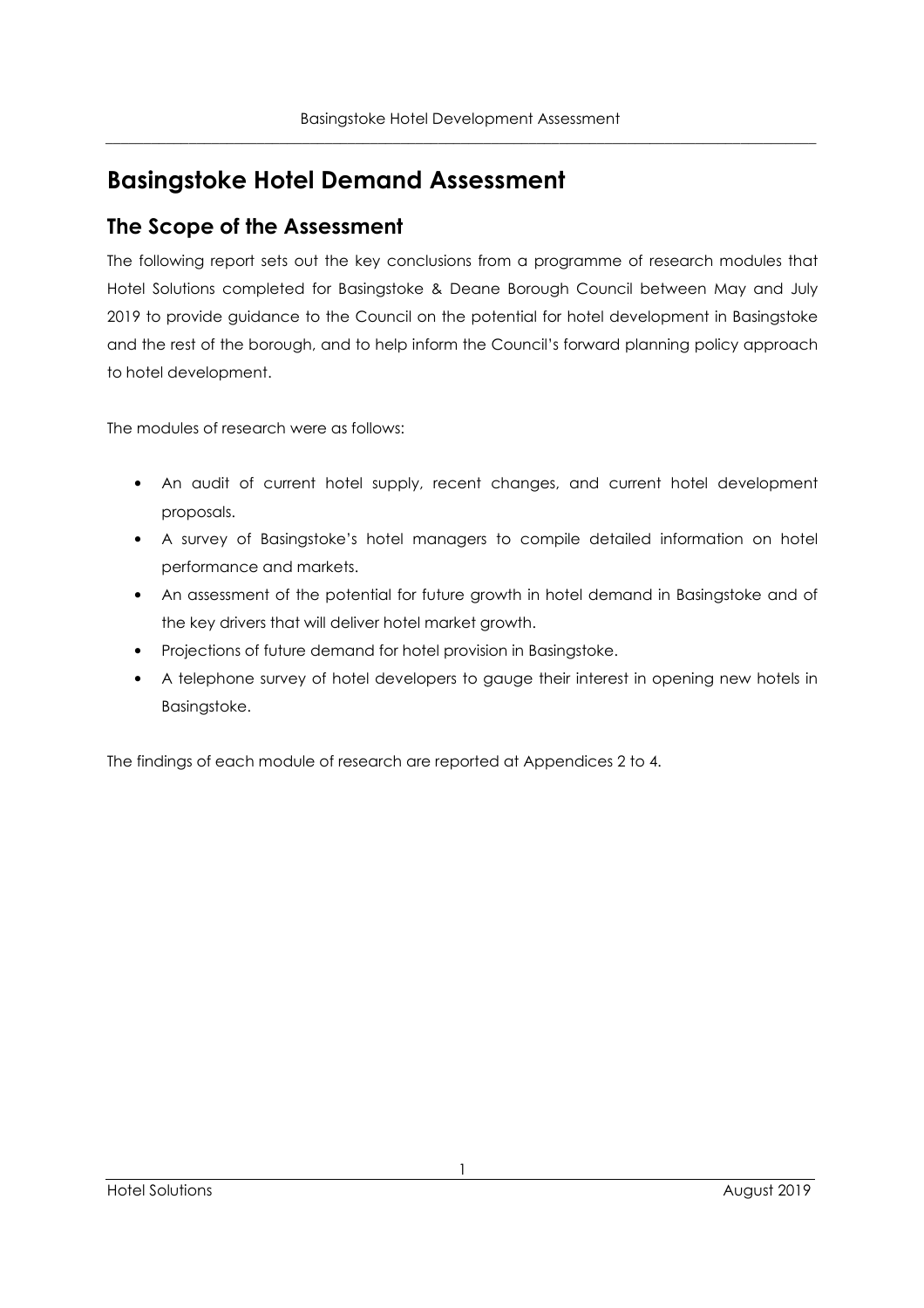# Basingstoke Hotel Demand Assessment

## The Scope of the Assessment

The following report sets out the key conclusions from a programme of research modules that Hotel Solutions completed for Basingstoke & Deane Borough Council between May and July 2019 to provide guidance to the Council on the potential for hotel development in Basingstoke and the rest of the borough, and to help inform the Council's forward planning policy approach to hotel development.

The modules of research were as follows:

- An audit of current hotel supply, recent changes, and current hotel development proposals.
- A survey of Basingstoke's hotel managers to compile detailed information on hotel performance and markets.
- An assessment of the potential for future growth in hotel demand in Basingstoke and of the key drivers that will deliver hotel market growth.
- Projections of future demand for hotel provision in Basingstoke.
- A telephone survey of hotel developers to gauge their interest in opening new hotels in Basingstoke.

The findings of each module of research are reported at Appendices 2 to 4.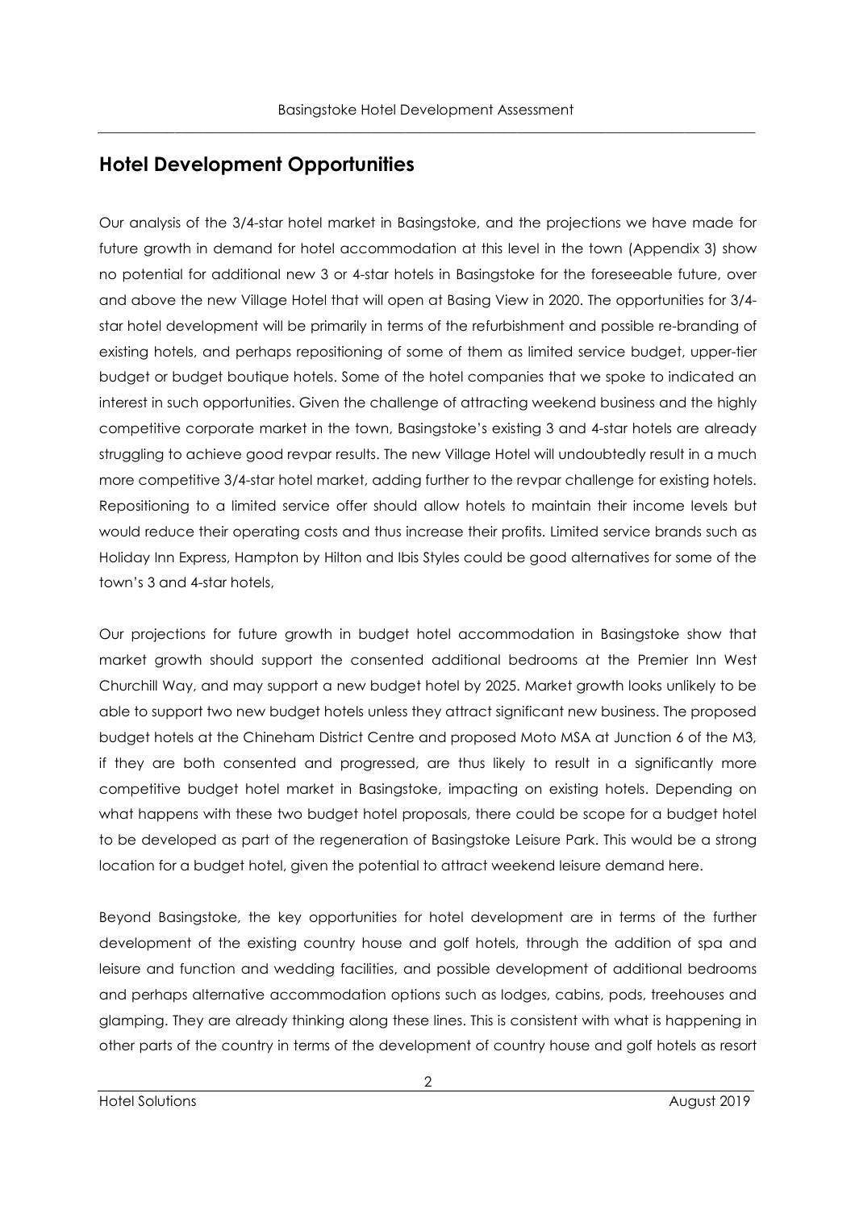## Hotel Development Opportunities

Our analysis of the 3/4-star hotel market in Basingstoke, and the projections we have made for future growth in demand for hotel accommodation at this level in the town (Appendix 3) show no potential for additional new 3 or 4-star hotels in Basingstoke for the foreseeable future, over and above the new Village Hotel that will open at Basing View in 2020. The opportunities for 3/4-star hotel development will be primarily in terms of the refurbishment and possible re-branding of existing hotels, and perhaps repositioning of some of them as limited service budget, upper-tier budget or budget boutique hotels. Some of the hotel companies that we spoke to indicated an interest in such opportunities. Given the challenge of attracting weekend business and the highly competitive corporate market in the town, Basingstoke's existing 3 and 4-star hotels are already struggling to achieve good revpar results. The new Village Hotel will undoubtedly result in a much more competitive 3/4-star hotel market, adding further to the revpar challenge for existing hotels. Repositioning to a limited service offer should allow hotels to maintain their income levels but would reduce their operating costs and thus increase their profits. Limited service brands such as Holiday Inn Express, Hampton by Hilton and Ibis Styles could be good alternatives for some of the town's 3 and 4-star hotels,

Our projections for future growth in budget hotel accommodation in Basingstoke show that market growth should support the consented additional bedrooms at the Premier Inn West Churchill Way, and may support a new budget hotel by 2025. Market growth looks unlikely to be able to support two new budget hotels unless they attract significant new business. The proposed budget hotels at the Chineham District Centre and proposed Moto MSA at Junction 6 of the M3, if they are both consented and progressed, are thus likely to result in a significantly more competitive budget hotel market in Basingstoke, impacting on existing hotels. Depending on what happens with these two budget hotel proposals, there could be scope for a budget hotel to be developed as part of the regeneration of Basingstoke Leisure Park. This would be a strong location for a budget hotel, given the potential to attract weekend leisure demand here.

Beyond Basingstoke, the key opportunities for hotel development are in terms of the further development of the existing country house and golf hotels, through the addition of spa and leisure and function and wedding facilities, and possible development of additional bedrooms and perhaps alternative accommodation options such as lodges, cabins, pods, treehouses and glamping. They are already thinking along these lines. This is consistent with what is happening in other parts of the country in terms of the development of country house and golf hotels as resort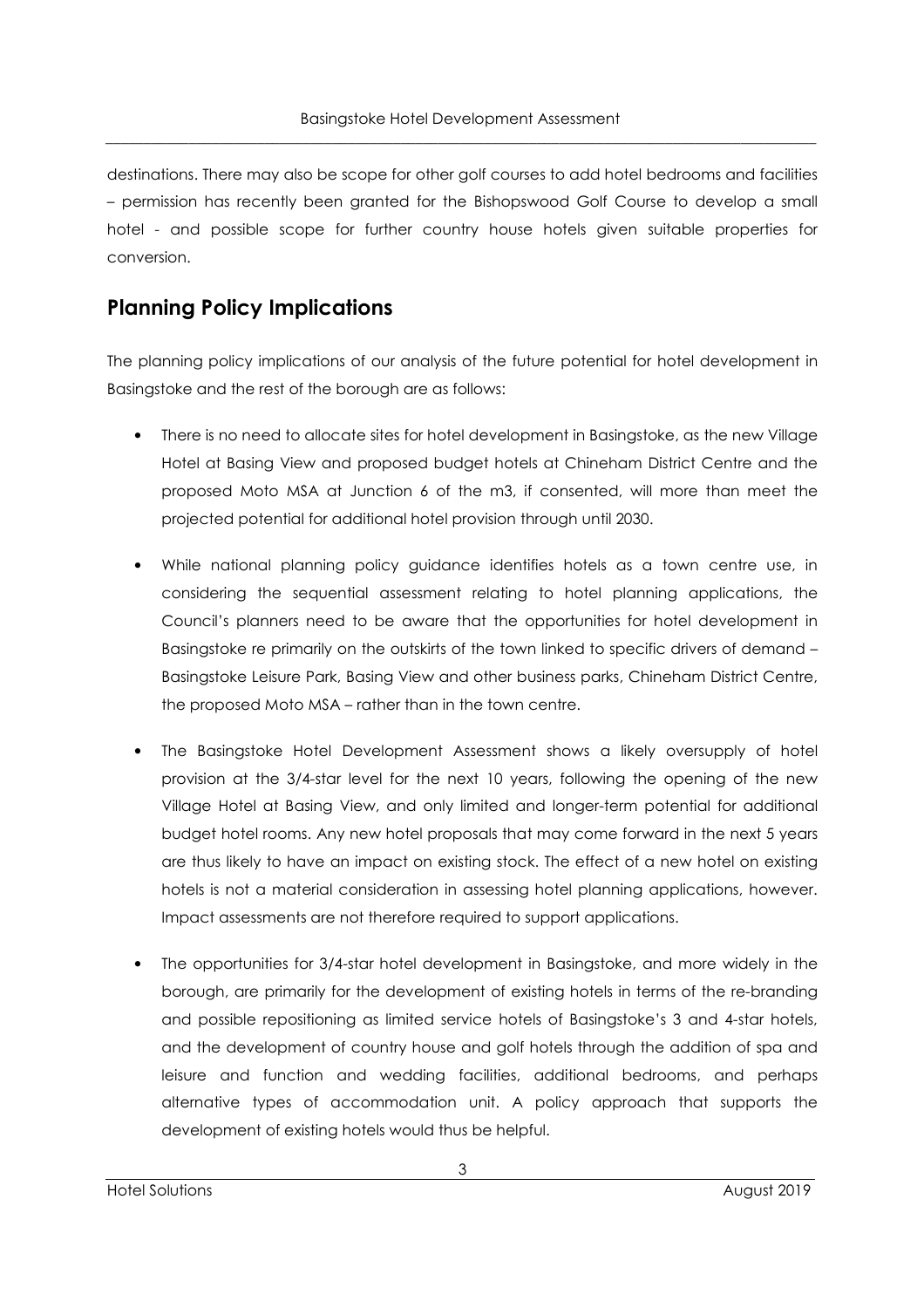destinations. There may also be scope for other golf courses to add hotel bedrooms and facilities – permission has recently been granted for the Bishopswood Golf Course to develop a small hotel - and possible scope for further country house hotels given suitable properties for conversion.

## Planning Policy Implications

The planning policy implications of our analysis of the future potential for hotel development in Basingstoke and the rest of the borough are as follows:

- There is no need to allocate sites for hotel development in Basingstoke, as the new Village Hotel at Basing View and proposed budget hotels at Chineham District Centre and the proposed Moto MSA at Junction 6 of the m3, if consented, will more than meet the projected potential for additional hotel provision through until 2030.

- While national planning policy guidance identifies hotels as a town centre use, in considering the sequential assessment relating to hotel planning applications, the Council's planners need to be aware that the opportunities for hotel development in Basingstoke re primarily on the outskirts of the town linked to specific drivers of demand – Basingstoke Leisure Park, Basing View and other business parks, Chineham District Centre, the proposed Moto MSA – rather than in the town centre.

- The Basingstoke Hotel Development Assessment shows a likely oversupply of hotel provision at the 3/4-star level for the next 10 years, following the opening of the new Village Hotel at Basing View, and only limited and longer-term potential for additional budget hotel rooms. Any new hotel proposals that may come forward in the next 5 years are thus likely to have an impact on existing stock. The effect of a new hotel on existing hotels is not a material consideration in assessing hotel planning applications, however. Impact assessments are not therefore required to support applications.

- The opportunities for 3/4-star hotel development in Basingstoke, and more widely in the borough, are primarily for the development of existing hotels in terms of the re-branding and possible repositioning as limited service hotels of Basingstoke's 3 and 4-star hotels, and the development of country house and golf hotels through the addition of spa and leisure and function and wedding facilities, additional bedrooms, and perhaps alternative types of accommodation unit. A policy approach that supports the development of existing hotels would thus be helpful.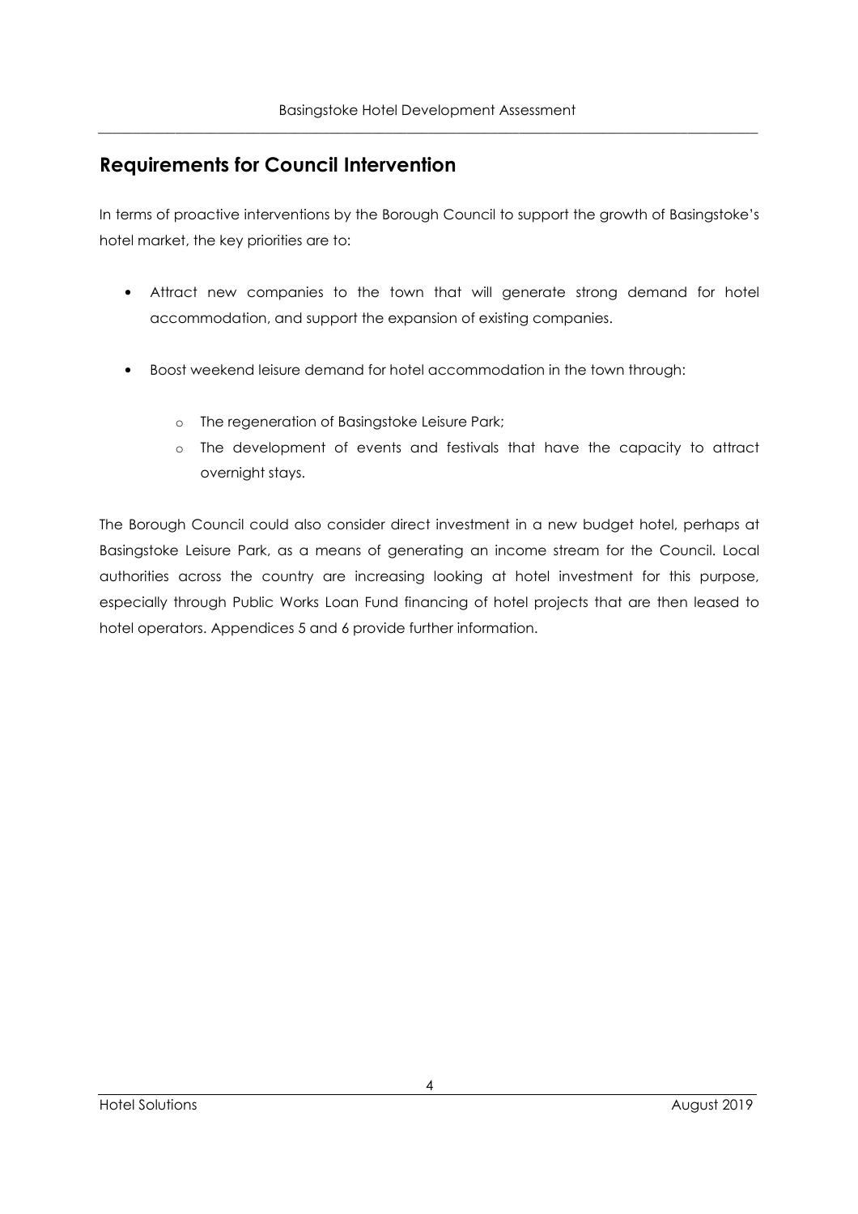## Requirements for Council Intervention

In terms of proactive interventions by the Borough Council to support the growth of Basingstoke's hotel market, the key priorities are to:

- Attract new companies to the town that will generate strong demand for hotel accommodation, and support the expansion of existing companies.

- Boost weekend leisure demand for hotel accommodation in the town through:

    - The regeneration of Basingstoke Leisure Park;
    - The development of events and festivals that have the capacity to attract overnight stays.

The Borough Council could also consider direct investment in a new budget hotel, perhaps at Basingstoke Leisure Park, as a means of generating an income stream for the Council. Local authorities across the country are increasing looking at hotel investment for this purpose, especially through Public Works Loan Fund financing of hotel projects that are then leased to hotel operators. Appendices 5 and 6 provide further information.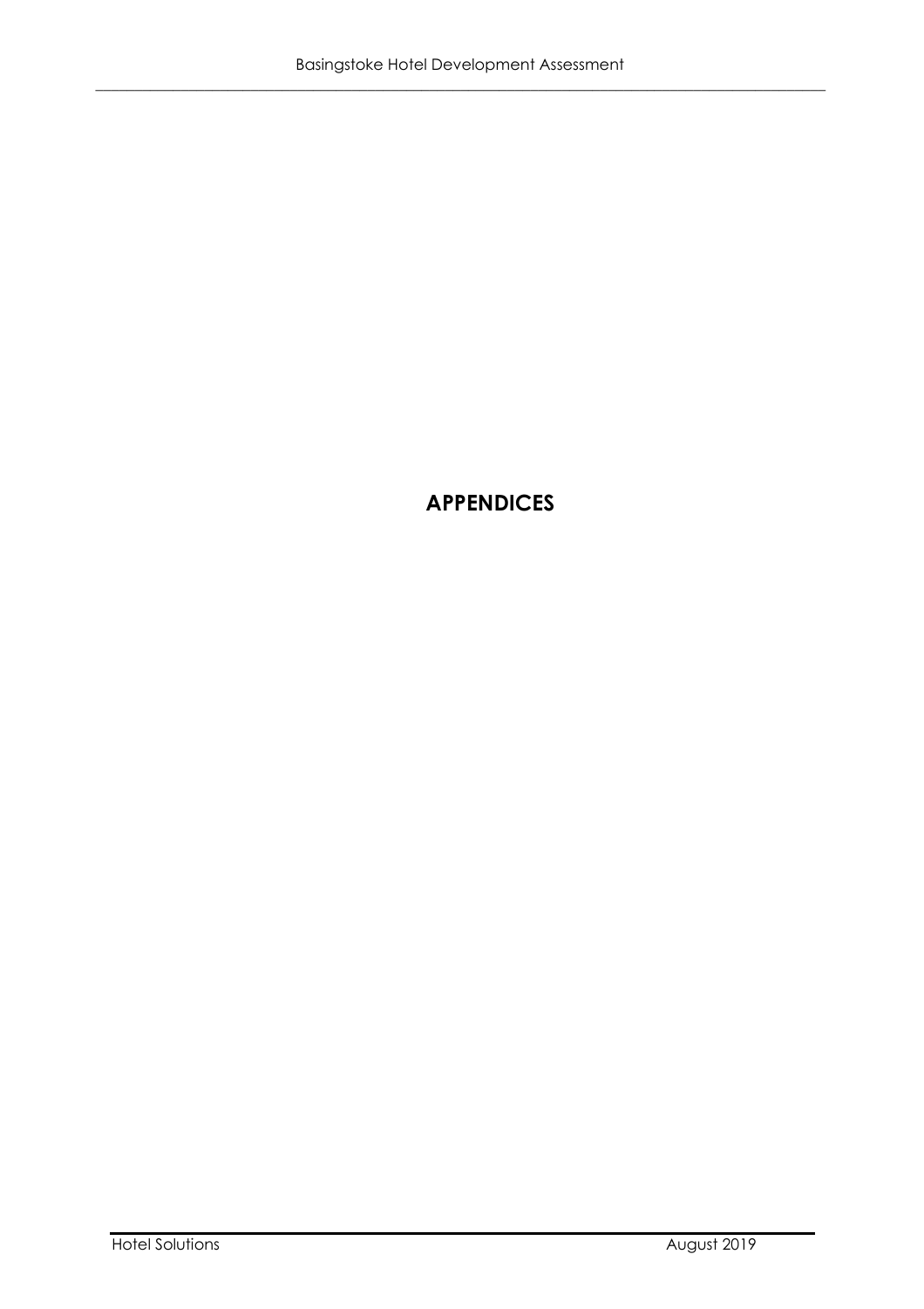# APPENDICES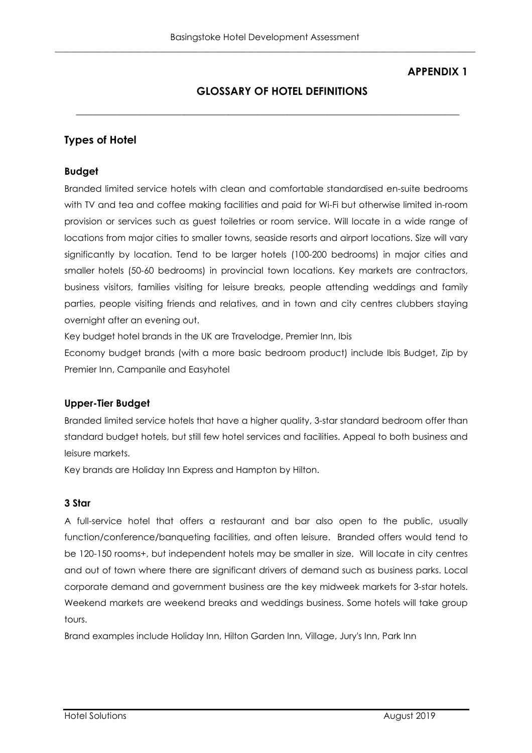## APPENDIX 1

## GLOSSARY OF HOTEL DEFINITIONS

### Types of Hotel

#### Budget

Branded limited service hotels with clean and comfortable standardised en-suite bedrooms with TV and tea and coffee making facilities and paid for Wi-Fi but otherwise limited in-room provision or services such as guest toiletries or room service. Will locate in a wide range of locations from major cities to smaller towns, seaside resorts and airport locations. Size will vary significantly by location. Tend to be larger hotels (100-200 bedrooms) in major cities and smaller hotels (50-60 bedrooms) in provincial town locations. Key markets are contractors, business visitors, families visiting for leisure breaks, people attending weddings and family parties, people visiting friends and relatives, and in town and city centres clubbers staying overnight after an evening out.

Key budget hotel brands in the UK are Travelodge, Premier Inn, Ibis

Economy budget brands (with a more basic bedroom product) include Ibis Budget, Zip by Premier Inn, Campanile and Easyhotel

#### Upper-Tier Budget

Branded limited service hotels that have a higher quality, 3-star standard bedroom offer than standard budget hotels, but still few hotel services and facilities. Appeal to both business and leisure markets.

Key brands are Holiday Inn Express and Hampton by Hilton.

#### 3 Star

A full-service hotel that offers a restaurant and bar also open to the public, usually function/conference/banqueting facilities, and often leisure. Branded offers would tend to be 120-150 rooms+, but independent hotels may be smaller in size. Will locate in city centres and out of town where there are significant drivers of demand such as business parks. Local corporate demand and government business are the key midweek markets for 3-star hotels. Weekend markets are weekend breaks and weddings business. Some hotels will take group tours.

Brand examples include Holiday Inn, Hilton Garden Inn, Village, Jury's Inn, Park Inn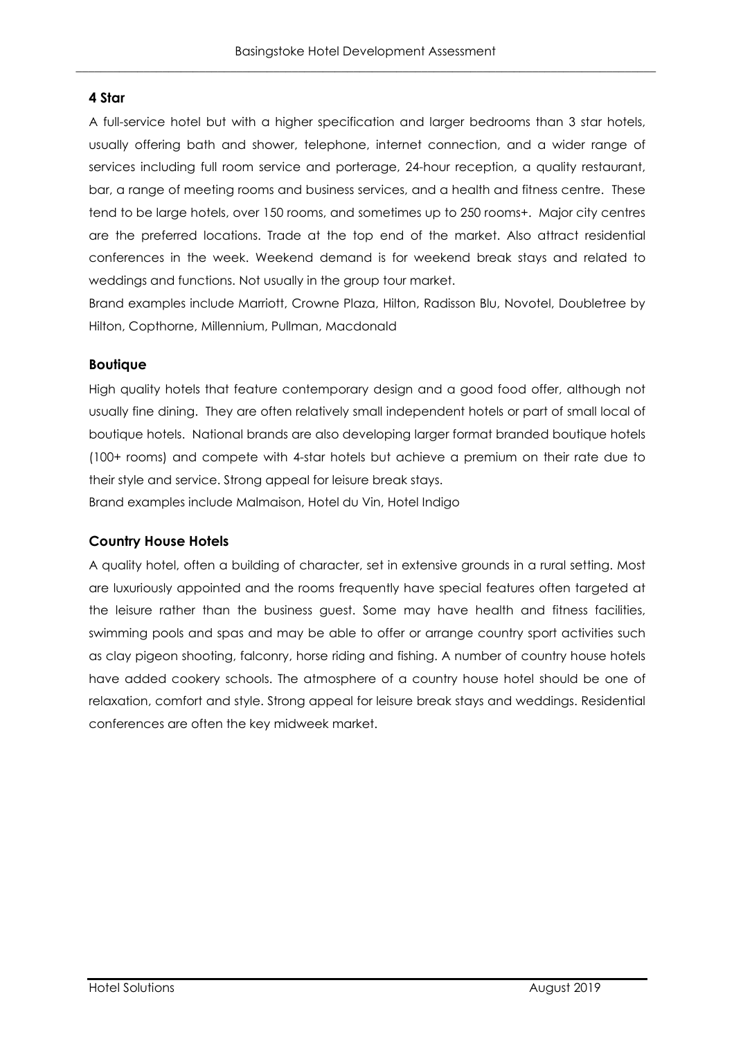#### 4 Star

A full-service hotel but with a higher specification and larger bedrooms than 3 star hotels, usually offering bath and shower, telephone, internet connection, and a wider range of services including full room service and porterage, 24-hour reception, a quality restaurant, bar, a range of meeting rooms and business services, and a health and fitness centre. These tend to be large hotels, over 150 rooms, and sometimes up to 250 rooms+. Major city centres are the preferred locations. Trade at the top end of the market. Also attract residential conferences in the week. Weekend demand is for weekend break stays and related to weddings and functions. Not usually in the group tour market.

Brand examples include Marriott, Crowne Plaza, Hilton, Radisson Blu, Novotel, Doubletree by Hilton, Copthorne, Millennium, Pullman, Macdonald

#### Boutique

High quality hotels that feature contemporary design and a good food offer, although not usually fine dining. They are often relatively small independent hotels or part of small local of boutique hotels. National brands are also developing larger format branded boutique hotels (100+ rooms) and compete with 4-star hotels but achieve a premium on their rate due to their style and service. Strong appeal for leisure break stays.

Brand examples include Malmaison, Hotel du Vin, Hotel Indigo

#### Country House Hotels

A quality hotel, often a building of character, set in extensive grounds in a rural setting. Most are luxuriously appointed and the rooms frequently have special features often targeted at the leisure rather than the business guest. Some may have health and fitness facilities, swimming pools and spas and may be able to offer or arrange country sport activities such as clay pigeon shooting, falconry, horse riding and fishing. A number of country house hotels have added cookery schools. The atmosphere of a country house hotel should be one of relaxation, comfort and style. Strong appeal for leisure break stays and weddings. Residential conferences are often the key midweek market.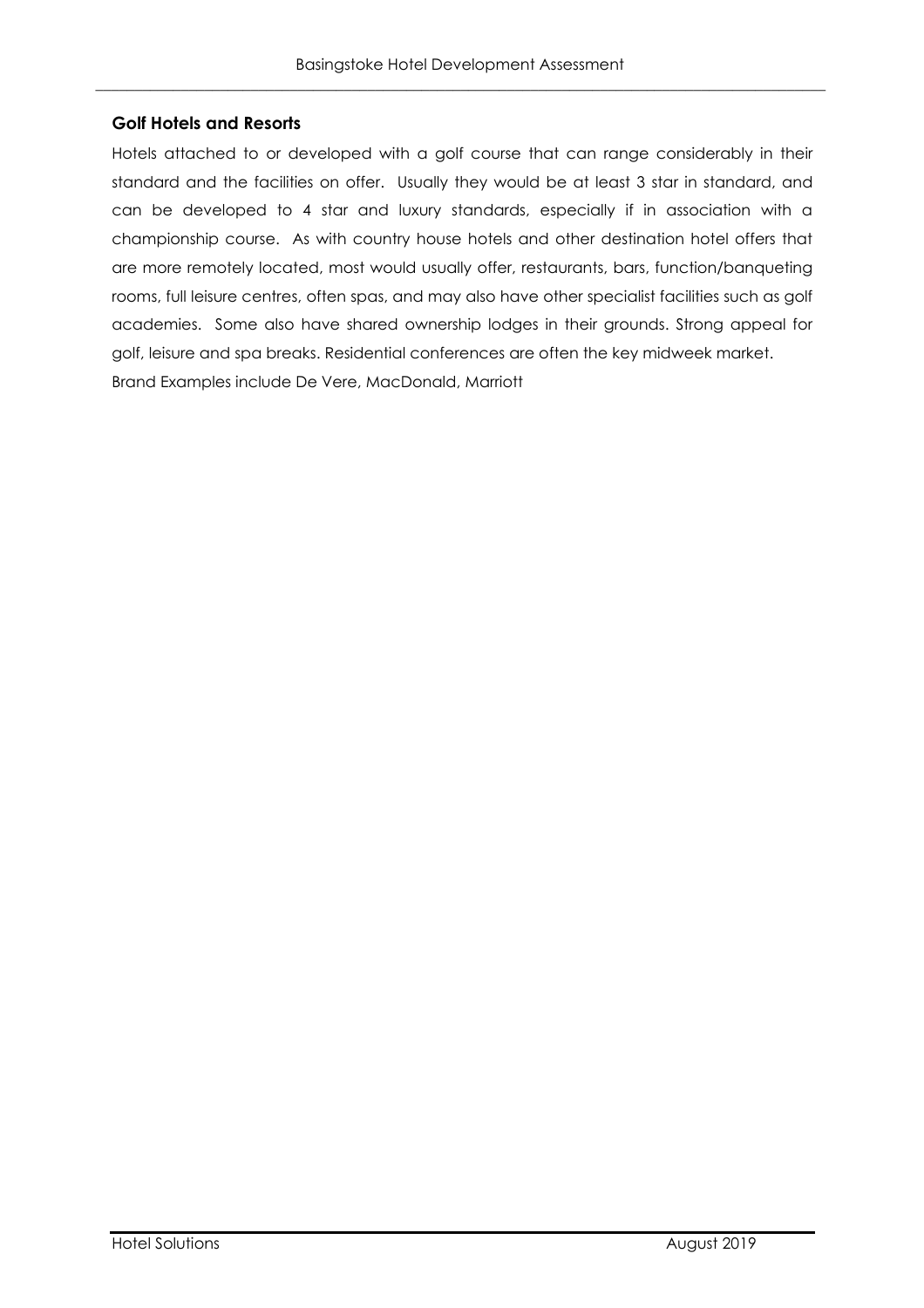### Golf Hotels and Resorts

Hotels attached to or developed with a golf course that can range considerably in their standard and the facilities on offer. Usually they would be at least 3 star in standard, and can be developed to 4 star and luxury standards, especially if in association with a championship course. As with country house hotels and other destination hotel offers that are more remotely located, most would usually offer, restaurants, bars, function/banqueting rooms, full leisure centres, often spas, and may also have other specialist facilities such as golf academies. Some also have shared ownership lodges in their grounds. Strong appeal for golf, leisure and spa breaks. Residential conferences are often the key midweek market.

Brand Examples include De Vere, MacDonald, Marriott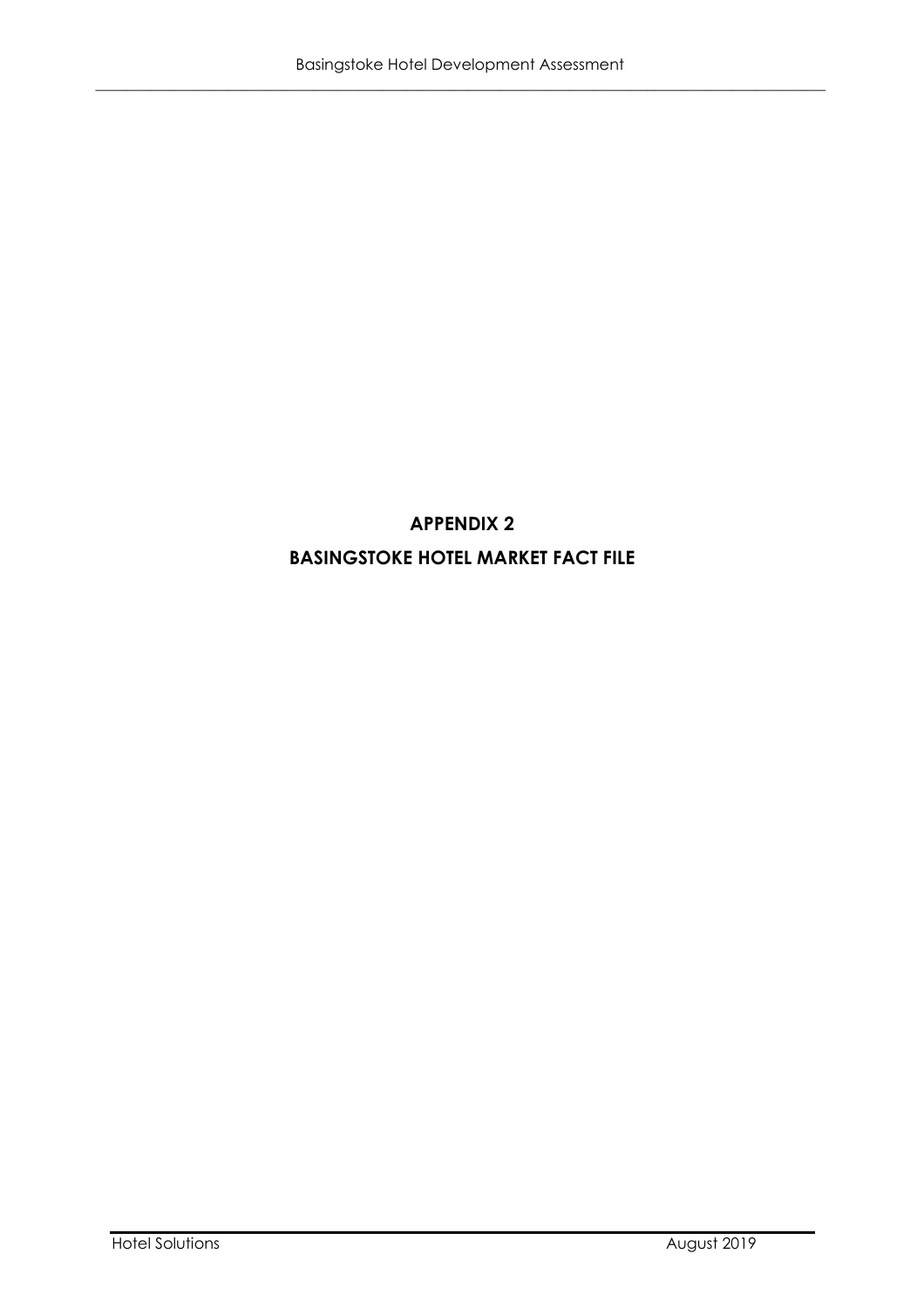# APPENDIX 2

# BASINGSTOKE HOTEL MARKET FACT FILE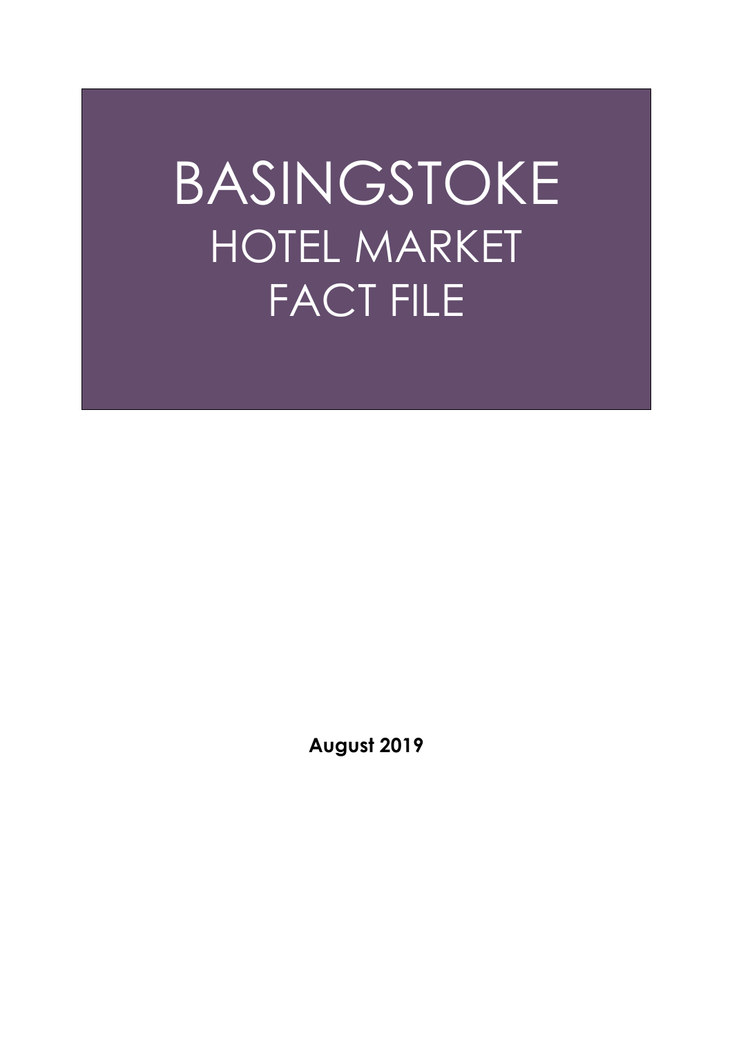# BASINGSTOKE
## HOTEL MARKET
## FACT FILE

**August 2019**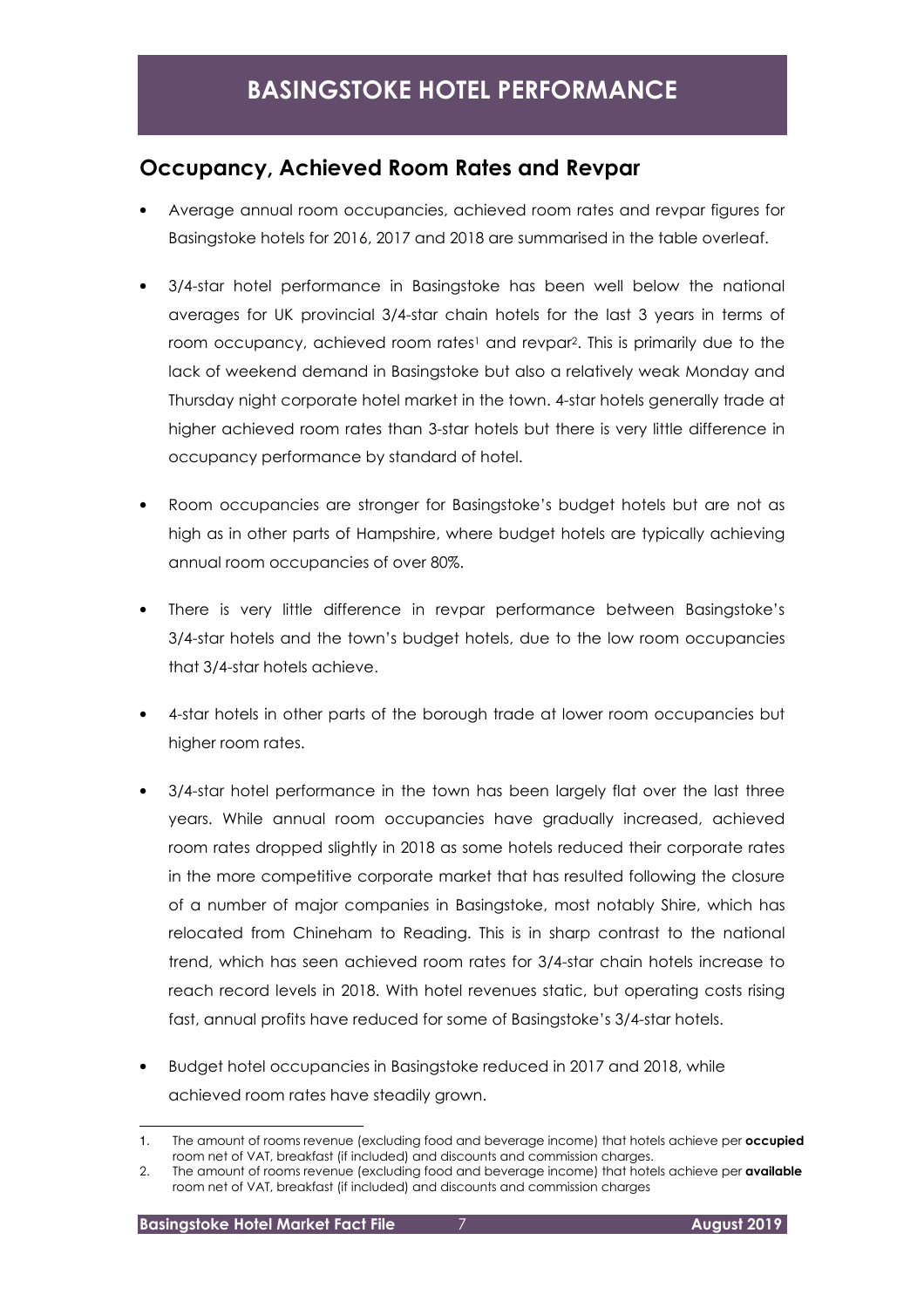# BASINGSTOKE HOTEL PERFORMANCE

## Occupancy, Achieved Room Rates and Revpar

- Average annual room occupancies, achieved room rates and revpar figures for Basingstoke hotels for 2016, 2017 and 2018 are summarised in the table overleaf.

- 3/4-star hotel performance in Basingstoke has been well below the national averages for UK provincial 3/4-star chain hotels for the last 3 years in terms of room occupancy, achieved room rates[1] and revpar[2]. This is primarily due to the lack of weekend demand in Basingstoke but also a relatively weak Monday and Thursday night corporate hotel market in the town. 4-star hotels generally trade at higher achieved room rates than 3-star hotels but there is very little difference in occupancy performance by standard of hotel.

- Room occupancies are stronger for Basingstoke's budget hotels but are not as high as in other parts of Hampshire, where budget hotels are typically achieving annual room occupancies of over 80%.

- There is very little difference in revpar performance between Basingstoke's 3/4-star hotels and the town's budget hotels, due to the low room occupancies that 3/4-star hotels achieve.

- 4-star hotels in other parts of the borough trade at lower room occupancies but higher room rates.

- 3/4-star hotel performance in the town has been largely flat over the last three years. While annual room occupancies have gradually increased, achieved room rates dropped slightly in 2018 as some hotels reduced their corporate rates in the more competitive corporate market that has resulted following the closure of a number of major companies in Basingstoke, most notably Shire, which has relocated from Chineham to Reading. This is in sharp contrast to the national trend, which has seen achieved room rates for 3/4-star chain hotels increase to reach record levels in 2018. With hotel revenues static, but operating costs rising fast, annual profits have reduced for some of Basingstoke's 3/4-star hotels.

- Budget hotel occupancies in Basingstoke reduced in 2017 and 2018, while achieved room rates have steadily grown.

---

1. The amount of rooms revenue (excluding food and beverage income) that hotels achieve per **occupied** room net of VAT, breakfast (if included) and discounts and commission charges.
2. The amount of rooms revenue (excluding food and beverage income) that hotels achieve per **available** room net of VAT, breakfast (if included) and discounts and commission charges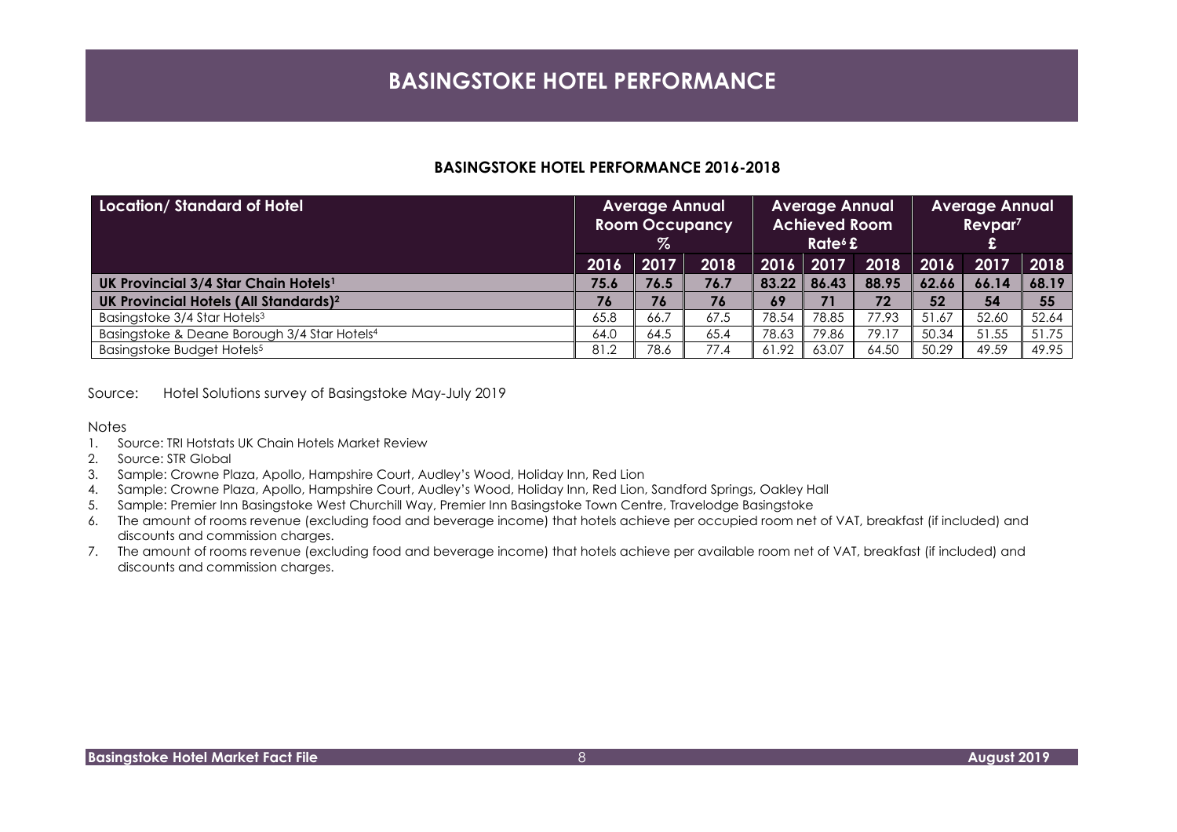# BASINGSTOKE HOTEL PERFORMANCE

## BASINGSTOKE HOTEL PERFORMANCE 2016-2018

| Location/ Standard of Hotel | Average Annual Room Occupancy % | | | Average Annual Achieved Room Rate[6] £ | | | Average Annual Revpar[7] £ | | |
|---|---|---|---|---|---|---|---|---|---|
| | 2016 | 2017 | 2018 | 2016 | 2017 | 2018 | 2016 | 2017 | 2018 |
| **UK Provincial 3/4 Star Chain Hotels[1]** | **75.6** | **76.5** | **76.7** | **83.22** | **86.43** | **88.95** | **62.66** | **66.14** | **68.19** |
| **UK Provincial Hotels (All Standards)[2]** | **76** | **76** | **76** | **69** | **71** | **72** | **52** | **54** | **55** |
| Basingstoke 3/4 Star Hotels[3] | 65.8 | 66.7 | 67.5 | 78.54 | 78.85 | 77.93 | 51.67 | 52.60 | 52.64 |
| Basingstoke & Deane Borough 3/4 Star Hotels[4] | 64.0 | 64.5 | 65.4 | 78.63 | 79.86 | 79.17 | 50.34 | 51.55 | 51.75 |
| Basingstoke Budget Hotels[5] | 81.2 | 78.6 | 77.4 | 61.92 | 63.07 | 64.50 | 50.29 | 49.59 | 49.95 |

Source: Hotel Solutions survey of Basingstoke May-July 2019

Notes

1. Source: TRI Hotstats UK Chain Hotels Market Review
2. Source: STR Global
3. Sample: Crowne Plaza, Apollo, Hampshire Court, Audley's Wood, Holiday Inn, Red Lion
4. Sample: Crowne Plaza, Apollo, Hampshire Court, Audley's Wood, Holiday Inn, Red Lion, Sandford Springs, Oakley Hall
5. Sample: Premier Inn Basingstoke West Churchill Way, Premier Inn Basingstoke Town Centre, Travelodge Basingstoke
6. The amount of rooms revenue (excluding food and beverage income) that hotels achieve per occupied room net of VAT, breakfast (if included) and discounts and commission charges.
7. The amount of rooms revenue (excluding food and beverage income) that hotels achieve per available room net of VAT, breakfast (if included) and discounts and commission charges.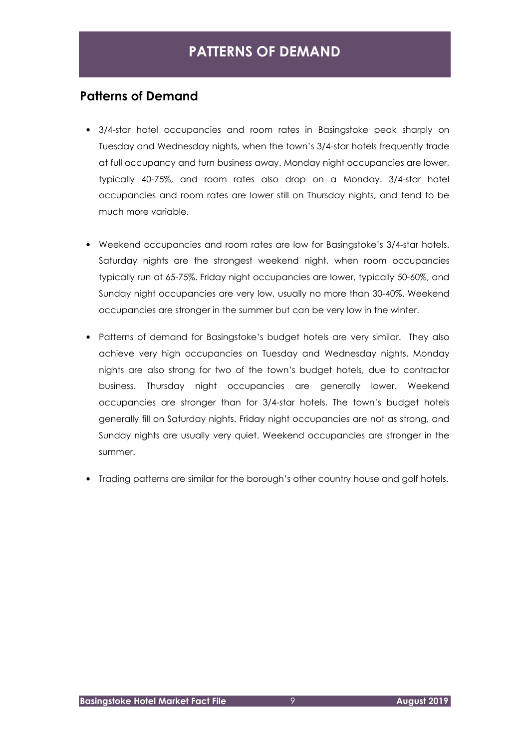# PATTERNS OF DEMAND

## Patterns of Demand

- 3/4-star hotel occupancies and room rates in Basingstoke peak sharply on Tuesday and Wednesday nights, when the town's 3/4-star hotels frequently trade at full occupancy and turn business away. Monday night occupancies are lower, typically 40-75%, and room rates also drop on a Monday. 3/4-star hotel occupancies and room rates are lower still on Thursday nights, and tend to be much more variable.

- Weekend occupancies and room rates are low for Basingstoke's 3/4-star hotels. Saturday nights are the strongest weekend night, when room occupancies typically run at 65-75%. Friday night occupancies are lower, typically 50-60%, and Sunday night occupancies are very low, usually no more than 30-40%. Weekend occupancies are stronger in the summer but can be very low in the winter.

- Patterns of demand for Basingstoke's budget hotels are very similar. They also achieve very high occupancies on Tuesday and Wednesday nights. Monday nights are also strong for two of the town's budget hotels, due to contractor business. Thursday night occupancies are generally lower. Weekend occupancies are stronger than for 3/4-star hotels. The town's budget hotels generally fill on Saturday nights. Friday night occupancies are not as strong, and Sunday nights are usually very quiet. Weekend occupancies are stronger in the summer.

- Trading patterns are similar for the borough's other country house and golf hotels.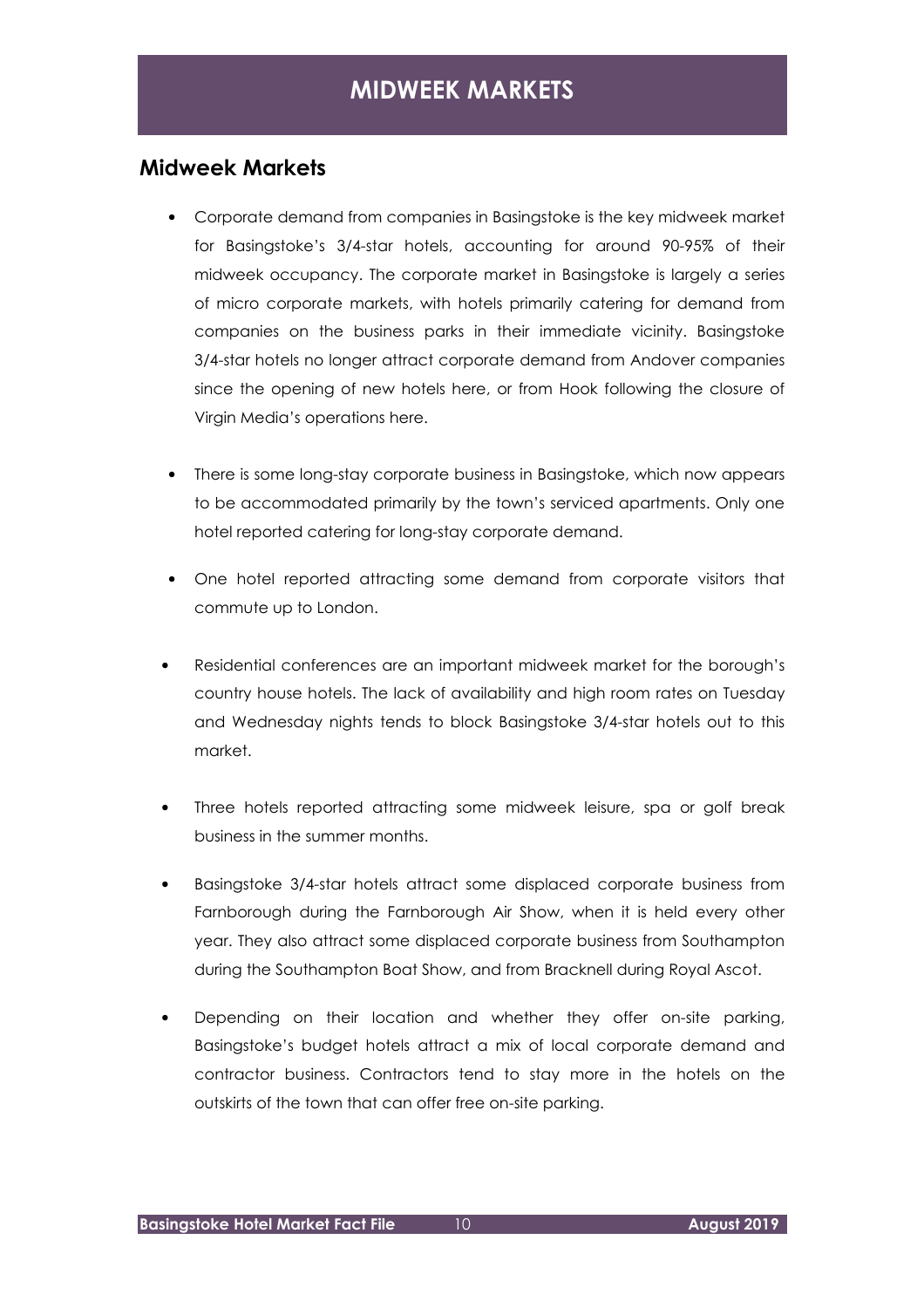# MIDWEEK MARKETS

## Midweek Markets

- Corporate demand from companies in Basingstoke is the key midweek market for Basingstoke's 3/4-star hotels, accounting for around 90-95% of their midweek occupancy. The corporate market in Basingstoke is largely a series of micro corporate markets, with hotels primarily catering for demand from companies on the business parks in their immediate vicinity. Basingstoke 3/4-star hotels no longer attract corporate demand from Andover companies since the opening of new hotels here, or from Hook following the closure of Virgin Media's operations here.

- There is some long-stay corporate business in Basingstoke, which now appears to be accommodated primarily by the town's serviced apartments. Only one hotel reported catering for long-stay corporate demand.

- One hotel reported attracting some demand from corporate visitors that commute up to London.

- Residential conferences are an important midweek market for the borough's country house hotels. The lack of availability and high room rates on Tuesday and Wednesday nights tends to block Basingstoke 3/4-star hotels out to this market.

- Three hotels reported attracting some midweek leisure, spa or golf break business in the summer months.

- Basingstoke 3/4-star hotels attract some displaced corporate business from Farnborough during the Farnborough Air Show, when it is held every other year. They also attract some displaced corporate business from Southampton during the Southampton Boat Show, and from Bracknell during Royal Ascot.

- Depending on their location and whether they offer on-site parking, Basingstoke's budget hotels attract a mix of local corporate demand and contractor business. Contractors tend to stay more in the hotels on the outskirts of the town that can offer free on-site parking.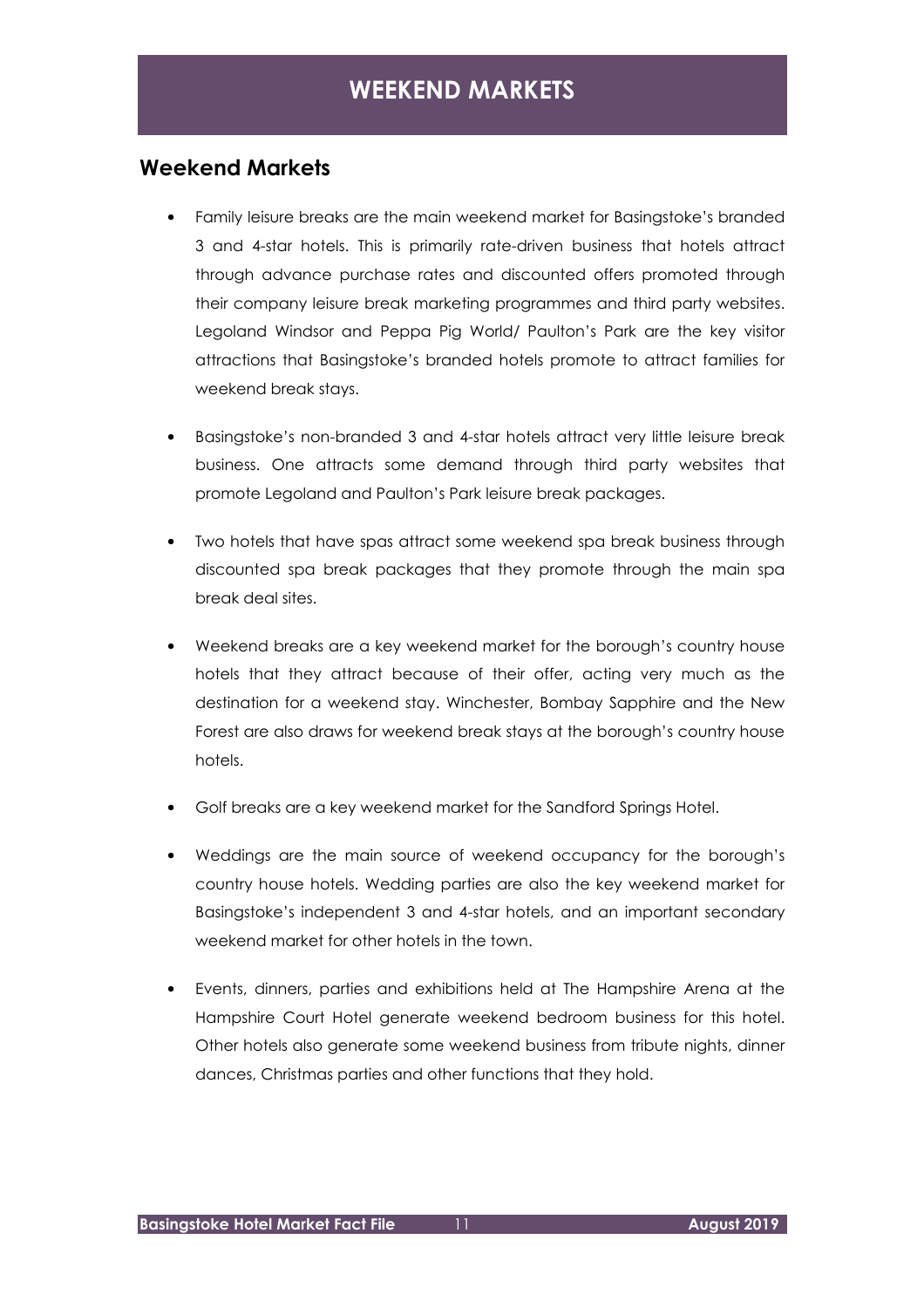# WEEKEND MARKETS

## Weekend Markets

- Family leisure breaks are the main weekend market for Basingstoke's branded 3 and 4-star hotels. This is primarily rate-driven business that hotels attract through advance purchase rates and discounted offers promoted through their company leisure break marketing programmes and third party websites. Legoland Windsor and Peppa Pig World/ Paulton's Park are the key visitor attractions that Basingstoke's branded hotels promote to attract families for weekend break stays.

- Basingstoke's non-branded 3 and 4-star hotels attract very little leisure break business. One attracts some demand through third party websites that promote Legoland and Paulton's Park leisure break packages.

- Two hotels that have spas attract some weekend spa break business through discounted spa break packages that they promote through the main spa break deal sites.

- Weekend breaks are a key weekend market for the borough's country house hotels that they attract because of their offer, acting very much as the destination for a weekend stay. Winchester, Bombay Sapphire and the New Forest are also draws for weekend break stays at the borough's country house hotels.

- Golf breaks are a key weekend market for the Sandford Springs Hotel.

- Weddings are the main source of weekend occupancy for the borough's country house hotels. Wedding parties are also the key weekend market for Basingstoke's independent 3 and 4-star hotels, and an important secondary weekend market for other hotels in the town.

- Events, dinners, parties and exhibitions held at The Hampshire Arena at the Hampshire Court Hotel generate weekend bedroom business for this hotel. Other hotels also generate some weekend business from tribute nights, dinner dances, Christmas parties and other functions that they hold.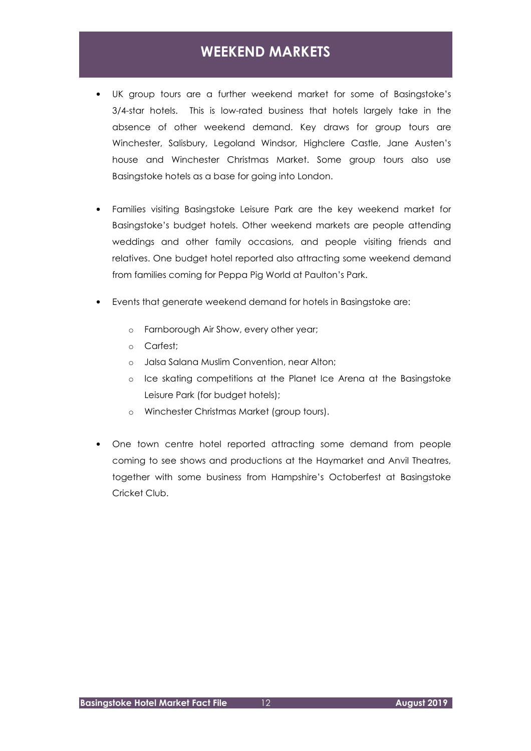# WEEKEND MARKETS

- UK group tours are a further weekend market for some of Basingstoke's 3/4-star hotels. This is low-rated business that hotels largely take in the absence of other weekend demand. Key draws for group tours are Winchester, Salisbury, Legoland Windsor, Highclere Castle, Jane Austen's house and Winchester Christmas Market. Some group tours also use Basingstoke hotels as a base for going into London.

- Families visiting Basingstoke Leisure Park are the key weekend market for Basingstoke's budget hotels. Other weekend markets are people attending weddings and other family occasions, and people visiting friends and relatives. One budget hotel reported also attracting some weekend demand from families coming for Peppa Pig World at Paulton's Park.

- Events that generate weekend demand for hotels in Basingstoke are:
  - Farnborough Air Show, every other year;
  - Carfest;
  - Jalsa Salana Muslim Convention, near Alton;
  - Ice skating competitions at the Planet Ice Arena at the Basingstoke Leisure Park (for budget hotels);
  - Winchester Christmas Market (group tours).

- One town centre hotel reported attracting some demand from people coming to see shows and productions at the Haymarket and Anvil Theatres, together with some business from Hampshire's Octoberfest at Basingstoke Cricket Club.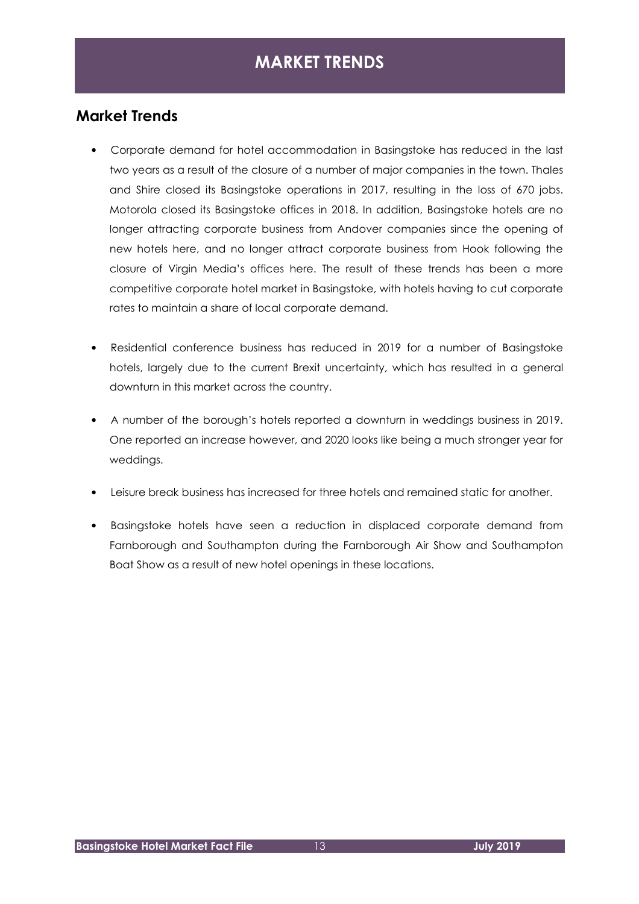# MARKET TRENDS

## Market Trends

- Corporate demand for hotel accommodation in Basingstoke has reduced in the last two years as a result of the closure of a number of major companies in the town. Thales and Shire closed its Basingstoke operations in 2017, resulting in the loss of 670 jobs. Motorola closed its Basingstoke offices in 2018. In addition, Basingstoke hotels are no longer attracting corporate business from Andover companies since the opening of new hotels here, and no longer attract corporate business from Hook following the closure of Virgin Media's offices here. The result of these trends has been a more competitive corporate hotel market in Basingstoke, with hotels having to cut corporate rates to maintain a share of local corporate demand.

- Residential conference business has reduced in 2019 for a number of Basingstoke hotels, largely due to the current Brexit uncertainty, which has resulted in a general downturn in this market across the country.

- A number of the borough's hotels reported a downturn in weddings business in 2019. One reported an increase however, and 2020 looks like being a much stronger year for weddings.

- Leisure break business has increased for three hotels and remained static for another.

- Basingstoke hotels have seen a reduction in displaced corporate demand from Farnborough and Southampton during the Farnborough Air Show and Southampton Boat Show as a result of new hotel openings in these locations.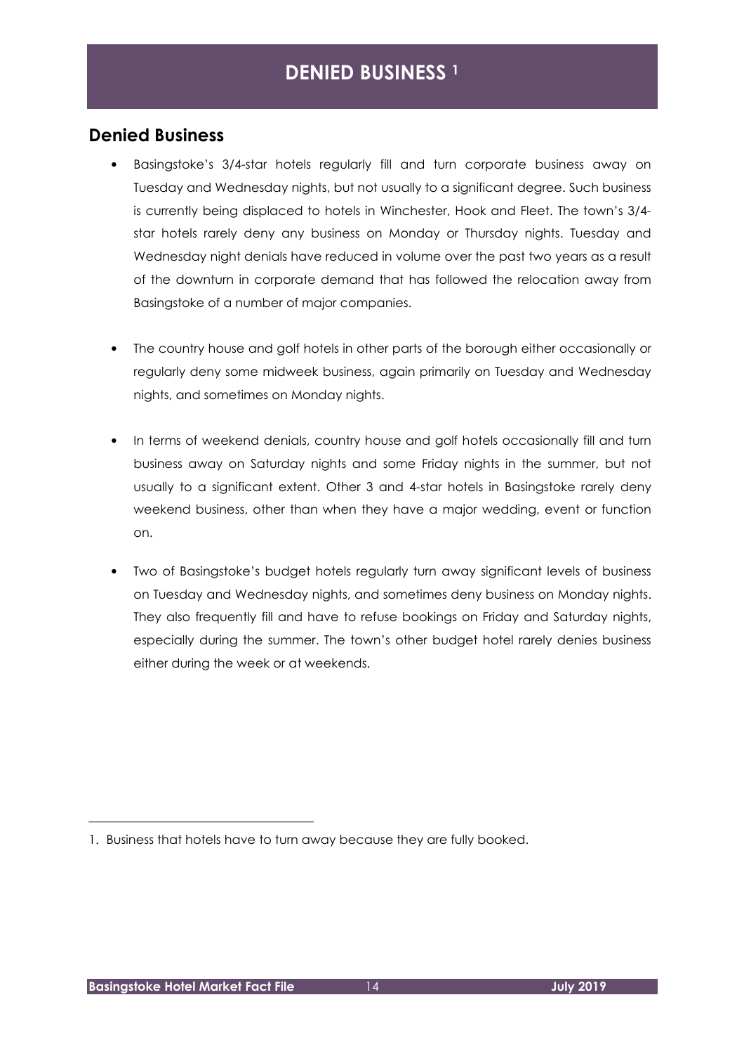# DENIED BUSINESS [1]

## Denied Business

- Basingstoke's 3/4-star hotels regularly fill and turn corporate business away on Tuesday and Wednesday nights, but not usually to a significant degree. Such business is currently being displaced to hotels in Winchester, Hook and Fleet. The town's 3/4-star hotels rarely deny any business on Monday or Thursday nights. Tuesday and Wednesday night denials have reduced in volume over the past two years as a result of the downturn in corporate demand that has followed the relocation away from Basingstoke of a number of major companies.

- The country house and golf hotels in other parts of the borough either occasionally or regularly deny some midweek business, again primarily on Tuesday and Wednesday nights, and sometimes on Monday nights.

- In terms of weekend denials, country house and golf hotels occasionally fill and turn business away on Saturday nights and some Friday nights in the summer, but not usually to a significant extent. Other 3 and 4-star hotels in Basingstoke rarely deny weekend business, other than when they have a major wedding, event or function on.

- Two of Basingstoke's budget hotels regularly turn away significant levels of business on Tuesday and Wednesday nights, and sometimes deny business on Monday nights. They also frequently fill and have to refuse bookings on Friday and Saturday nights, especially during the summer. The town's other budget hotel rarely denies business either during the week or at weekends.

---

1. Business that hotels have to turn away because they are fully booked.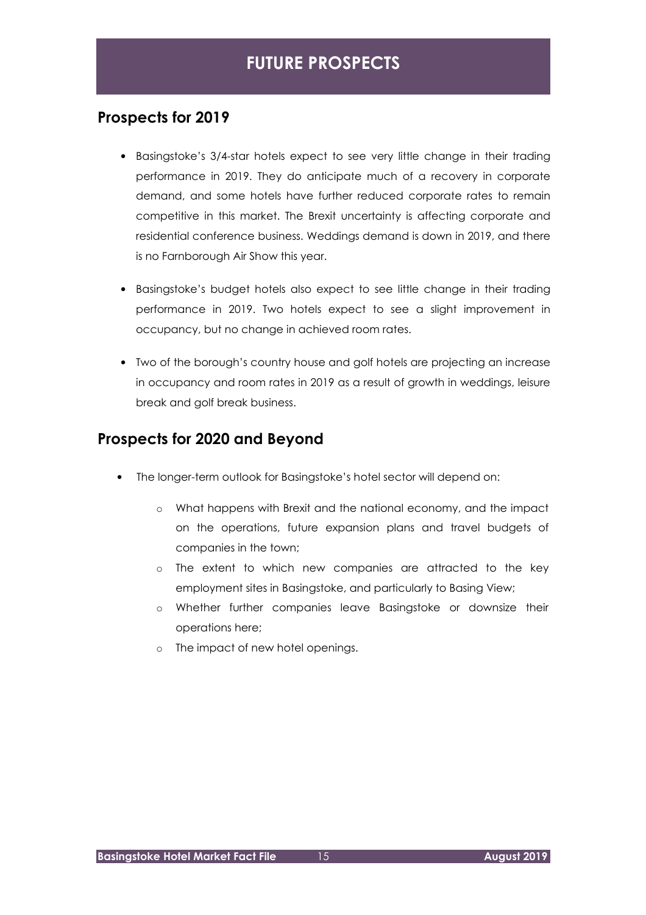# FUTURE PROSPECTS

## Prospects for 2019

- Basingstoke's 3/4-star hotels expect to see very little change in their trading performance in 2019. They do anticipate much of a recovery in corporate demand, and some hotels have further reduced corporate rates to remain competitive in this market. The Brexit uncertainty is affecting corporate and residential conference business. Weddings demand is down in 2019, and there is no Farnborough Air Show this year.

- Basingstoke's budget hotels also expect to see little change in their trading performance in 2019. Two hotels expect to see a slight improvement in occupancy, but no change in achieved room rates.

- Two of the borough's country house and golf hotels are projecting an increase in occupancy and room rates in 2019 as a result of growth in weddings, leisure break and golf break business.

## Prospects for 2020 and Beyond

- The longer-term outlook for Basingstoke's hotel sector will depend on:
  - What happens with Brexit and the national economy, and the impact on the operations, future expansion plans and travel budgets of companies in the town;
  - The extent to which new companies are attracted to the key employment sites in Basingstoke, and particularly to Basing View;
  - Whether further companies leave Basingstoke or downsize their operations here;
  - The impact of new hotel openings.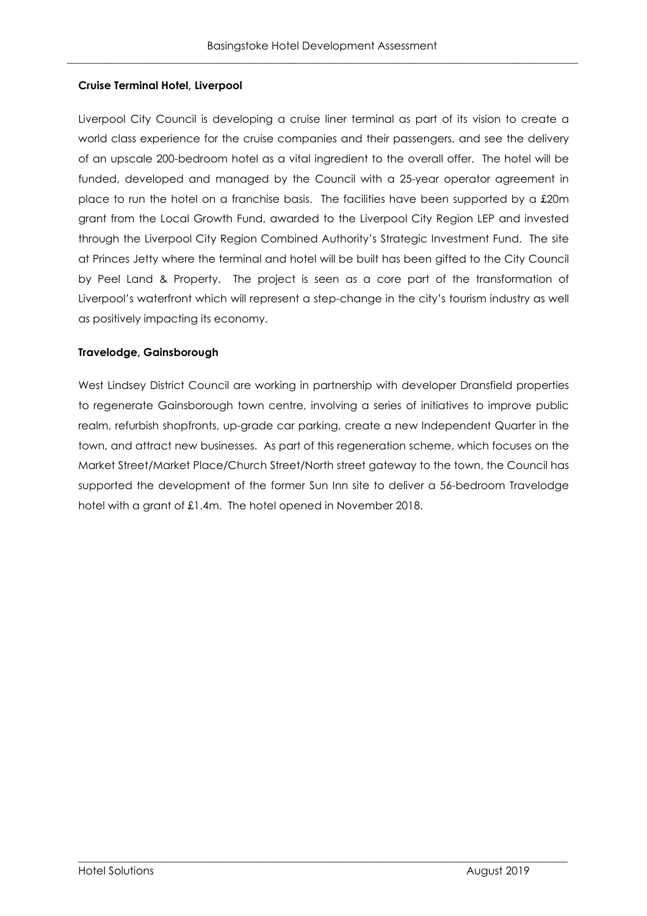**Cruise Terminal Hotel, Liverpool**

Liverpool City Council is developing a cruise liner terminal as part of its vision to create a world class experience for the cruise companies and their passengers, and see the delivery of an upscale 200-bedroom hotel as a vital ingredient to the overall offer. The hotel will be funded, developed and managed by the Council with a 25-year operator agreement in place to run the hotel on a franchise basis. The facilities have been supported by a £20m grant from the Local Growth Fund, awarded to the Liverpool City Region LEP and invested through the Liverpool City Region Combined Authority's Strategic Investment Fund. The site at Princes Jetty where the terminal and hotel will be built has been gifted to the City Council by Peel Land & Property. The project is seen as a core part of the transformation of Liverpool's waterfront which will represent a step-change in the city's tourism industry as well as positively impacting its economy.

**Travelodge, Gainsborough**

West Lindsey District Council are working in partnership with developer Dransfield properties to regenerate Gainsborough town centre, involving a series of initiatives to improve public realm, refurbish shopfronts, up-grade car parking, create a new Independent Quarter in the town, and attract new businesses. As part of this regeneration scheme, which focuses on the Market Street/Market Place/Church Street/North street gateway to the town, the Council has supported the development of the former Sun Inn site to deliver a 56-bedroom Travelodge hotel with a grant of £1.4m. The hotel opened in November 2018.